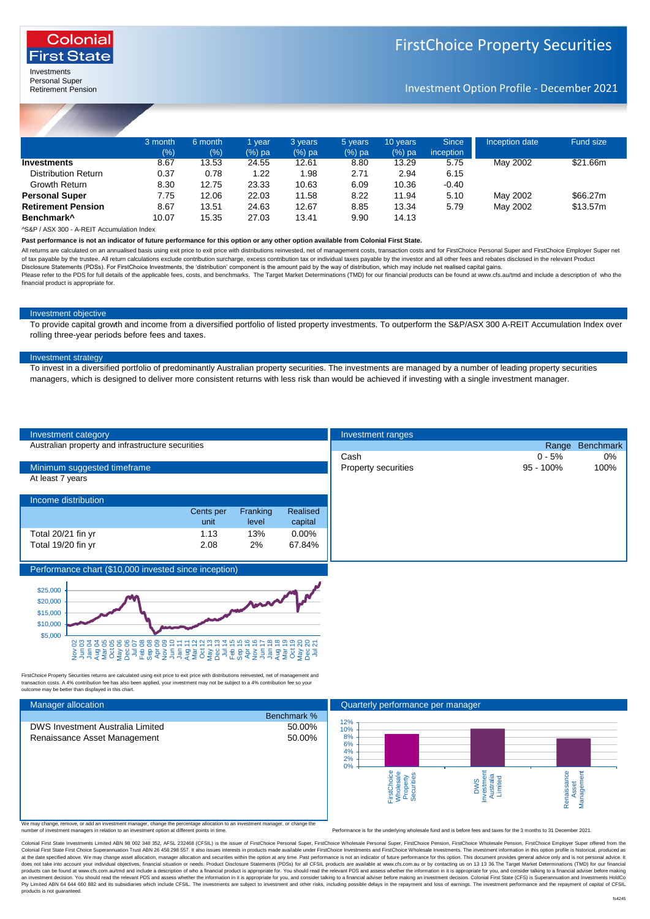Colonial First State

Investments
Personal Super
Retirement Pension

# FirstChoice Property Securities

## Investment Option Profile - December 2021

| | 3 month (%) | 6 month (%) | 1 year (%) pa | 3 years (%) pa | 5 years (%) pa | 10 years (%) pa | Since inception | Inception date | Fund size |
|---|---|---|---|---|---|---|---|---|---|
| **Investments** | 8.67 | 13.53 | 24.55 | 12.61 | 8.80 | 13.29 | 5.75 | May 2002 | $21.66m |
| Distribution Return | 0.37 | 0.78 | 1.22 | 1.98 | 2.71 | 2.94 | 6.15 | | |
| Growth Return | 8.30 | 12.75 | 23.33 | 10.63 | 6.09 | 10.36 | -0.40 | | |
| **Personal Super** | 7.75 | 12.06 | 22.03 | 11.58 | 8.22 | 11.94 | 5.10 | May 2002 | $66.27m |
| **Retirement Pension** | 8.67 | 13.51 | 24.63 | 12.67 | 8.85 | 13.34 | 5.79 | May 2002 | $13.57m |
| **Benchmark^** | 10.07 | 15.35 | 27.03 | 13.41 | 9.90 | 14.13 | | | |

^S&P / ASX 300 - A-REIT Accumulation Index

**Past performance is not an indicator of future performance for this option or any other option available from Colonial First State.**

All returns are calculated on an annualised basis using exit price to exit price with distributions reinvested, net of management costs, transaction costs and for FirstChoice Personal Super and FirstChoice Employer Super net of tax payable by the trustee. All return calculations exclude contribution surcharge, excess contribution tax or individual taxes payable by the investor and all other fees and rebates disclosed in the relevant Product Disclosure Statements (PDSs). For FirstChoice Investments, the 'distribution' component is the amount paid by the way of distribution, which may include net realised capital gains.
Please refer to the PDS for full details of the applicable fees, costs, and benchmarks. The Target Market Determinations (TMD) for our financial products can be found at www.cfs.au/tmd and include a description of who the financial product is appropriate for.

### Investment objective

To provide capital growth and income from a diversified portfolio of listed property investments. To outperform the S&P/ASX 300 A-REIT Accumulation Index over rolling three-year periods before fees and taxes.

### Investment strategy

To invest in a diversified portfolio of predominantly Australian property securities. The investments are managed by a number of leading property securities managers, which is designed to deliver more consistent returns with less risk than would be achieved if investing with a single investment manager.

### Investment category

Australian property and infrastructure securities

### Minimum suggested timeframe

At least 7 years

### Income distribution

| | Cents per unit | Franking level | Realised capital |
|---|---|---|---|
| Total 20/21 fin yr | 1.13 | 13% | 0.00% |
| Total 19/20 fin yr | 2.08 | 2% | 67.84% |

### Investment ranges

| | Range | Benchmark |
|---|---|---|
| Cash | 0 - 5% | 0% |
| Property securities | 95 - 100% | 100% |

### Performance chart ($10,000 invested since inception)

FirstChoice Property Securities returns are calculated using exit price to exit price with distributions reinvested, net of management and transaction costs. A 4% contribution fee has also been applied, your investment may not be subject to a 4% contribution fee so your outcome may be better than displayed in this chart.

### Manager allocation

| | Benchmark % |
|---|---|
| DWS Investment Australia Limited | 50.00% |
| Renaissance Asset Management | 50.00% |

We may change, remove, or add an investment manager, change the percentage allocation to an investment manager, or change the number of investment managers in relation to an investment option at different points in time.

### Quarterly performance per manager

Performance is for the underlying wholesale fund and is before fees and taxes for the 3 months to 31 December 2021.

Colonial First State Investments Limited ABN 98 002 348 352, AFSL 232468 (CFSIL) is the issuer of FirstChoice Personal Super, FirstChoice Wholesale Personal Super, FirstChoice Pension, FirstChoice Wholesale Pension, FirstChoice Employer Super offered from the Colonial First State First Choice Superannuation Trust ABN 26 458 298 557. It also issues interests in products made available under FirstChoice Investments and FirstChoice Wholesale Investments. The investment information in this option profile is historical, produced as at the date specified above. We may change asset allocation, manager allocation and securities within the option at any time. Past performance is not an indicator of future performance for this option. This document provides general advice only and is not personal advice. It does not take into account your individual objectives, financial situation or needs. Product Disclosure Statements (PDSs) for all CFSIL products are available at www.cfs.com.au or by contacting us on 13 13 36.The Target Market Determinations (TMD) for our financial products can be found at www.cfs.com.au/tmd and include a description of who a financial product is appropriate for. You should read the relevant PDS and assess whether the information in it is appropriate for you, and consider talking to a financial adviser before making an investment decision. You should read the relevant PDS and assess whether the information in it is appropriate for you, and consider talking to a financial adviser before making an investment decision. Colonial First State (CFS) is Superannuation and Investments HoldCo Pty Limited ABN 64 644 660 882 and its subsidiaries which include CFSIL. The investments are subject to investment and other risks, including possible delays in the repayment and loss of earnings. The investment performance and the repayment of capital of CFSIL products is not guaranteed.

fs4245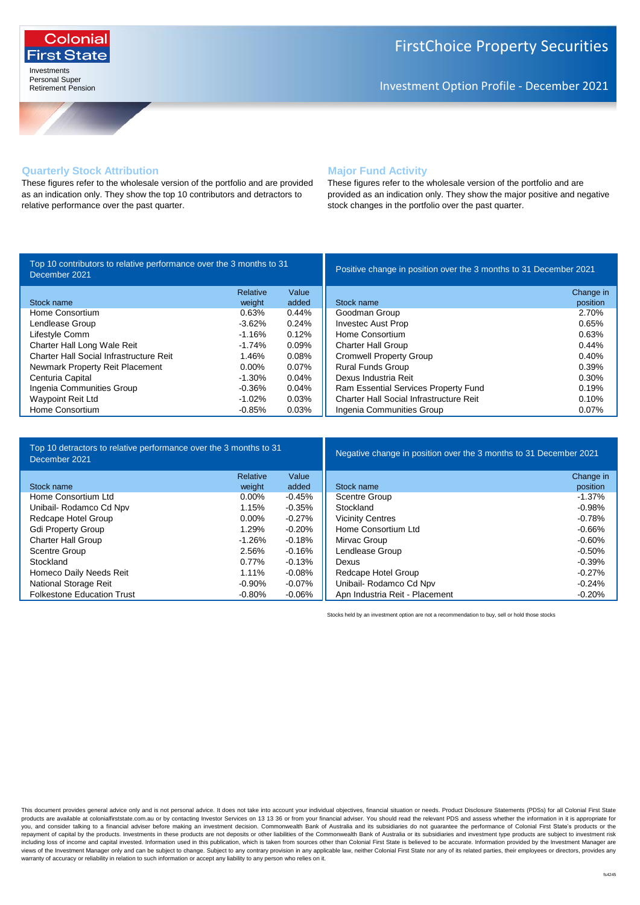# FirstChoice Property Securities

Investment Option Profile - December 2021

Colonial First State
Investments
Personal Super
Retirement Pension

## Quarterly Stock Attribution

These figures refer to the wholesale version of the portfolio and are provided as an indication only. They show the top 10 contributors and detractors to relative performance over the past quarter.

## Major Fund Activity

These figures refer to the wholesale version of the portfolio and are provided as an indication only. They show the major positive and negative stock changes in the portfolio over the past quarter.

**Top 10 contributors to relative performance over the 3 months to 31 December 2021**

| Stock name | Relative weight | Value added |
|---|---|---|
| Home Consortium | 0.63% | 0.44% |
| Lendlease Group | -3.62% | 0.24% |
| Lifestyle Comm | -1.16% | 0.12% |
| Charter Hall Long Wale Reit | -1.74% | 0.09% |
| Charter Hall Social Infrastructure Reit | 1.46% | 0.08% |
| Newmark Property Reit Placement | 0.00% | 0.07% |
| Centuria Capital | -1.30% | 0.04% |
| Ingenia Communities Group | -0.36% | 0.04% |
| Waypoint Reit Ltd | -1.02% | 0.03% |
| Home Consortium | -0.85% | 0.03% |

**Positive change in position over the 3 months to 31 December 2021**

| Stock name | Change in position |
|---|---|
| Goodman Group | 2.70% |
| Investec Aust Prop | 0.65% |
| Home Consortium | 0.63% |
| Charter Hall Group | 0.44% |
| Cromwell Property Group | 0.40% |
| Rural Funds Group | 0.39% |
| Dexus Industria Reit | 0.30% |
| Ram Essential Services Property Fund | 0.19% |
| Charter Hall Social Infrastructure Reit | 0.10% |
| Ingenia Communities Group | 0.07% |

**Top 10 detractors to relative performance over the 3 months to 31 December 2021**

| Stock name | Relative weight | Value added |
|---|---|---|
| Home Consortium Ltd | 0.00% | -0.45% |
| Unibail- Rodamco Cd Npv | 1.15% | -0.35% |
| Redcape Hotel Group | 0.00% | -0.27% |
| Gdi Property Group | 1.29% | -0.20% |
| Charter Hall Group | -1.26% | -0.18% |
| Scentre Group | 2.56% | -0.16% |
| Stockland | 0.77% | -0.13% |
| Homeco Daily Needs Reit | 1.11% | -0.08% |
| National Storage Reit | -0.90% | -0.07% |
| Folkestone Education Trust | -0.80% | -0.06% |

**Negative change in position over the 3 months to 31 December 2021**

| Stock name | Change in position |
|---|---|
| Scentre Group | -1.37% |
| Stockland | -0.98% |
| Vicinity Centres | -0.78% |
| Home Consortium Ltd | -0.66% |
| Mirvac Group | -0.60% |
| Lendlease Group | -0.50% |
| Dexus | -0.39% |
| Redcape Hotel Group | -0.27% |
| Unibail- Rodamco Cd Npv | -0.24% |
| Apn Industria Reit - Placement | -0.20% |

Stocks held by an investment option are not a recommendation to buy, sell or hold those stocks

This document provides general advice only and is not personal advice. It does not take into account your individual objectives, financial situation or needs. Product Disclosure Statements (PDSs) for all Colonial First State products are available at colonialfirststate.com.au or by contacting Investor Services on 13 13 36 or from your financial adviser. You should read the relevant PDS and assess whether the information in it is appropriate for you, and consider talking to a financial adviser before making an investment decision. Commonwealth Bank of Australia and its subsidiaries do not guarantee the performance of Colonial First State's products or the repayment of capital by the products. Investments in these products are not deposits or other liabilities of the Commonwealth Bank of Australia or its subsidiaries and investment type products are subject to investment risk including loss of income and capital invested. Information used in this publication, which is taken from sources other than Colonial First State is believed to be accurate. Information provided by the Investment Manager are views of the Investment Manager only and can be subject to change. Subject to any contrary provision in any applicable law, neither Colonial First State nor any of its related parties, their employees or directors, provides any warranty of accuracy or reliability in relation to such information or accept any liability to any person who relies on it.

fs4245